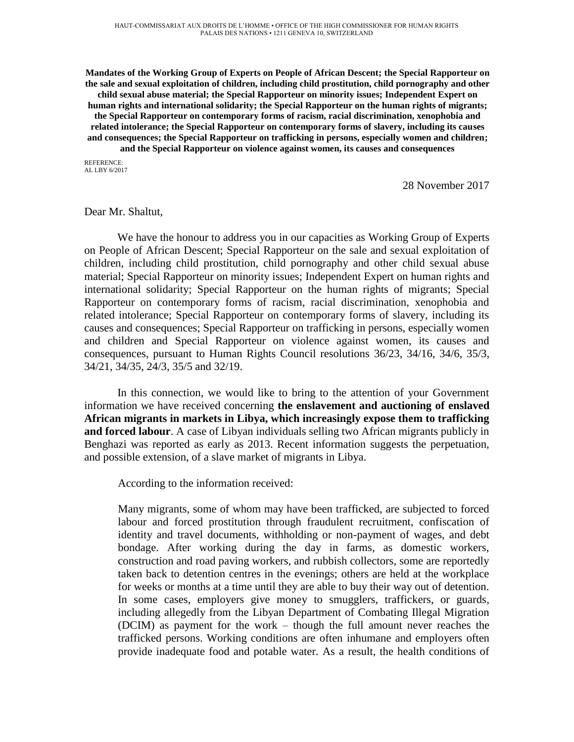HAUT-COMMISSARIAT AUX DROITS DE L'HOMME • OFFICE OF THE HIGH COMMISSIONER FOR HUMAN RIGHTS
PALAIS DES NATIONS • 1211 GENEVA 10, SWITZERLAND

**Mandates of the Working Group of Experts on People of African Descent; the Special Rapporteur on the sale and sexual exploitation of children, including child prostitution, child pornography and other child sexual abuse material; the Special Rapporteur on minority issues; Independent Expert on human rights and international solidarity; the Special Rapporteur on the human rights of migrants; the Special Rapporteur on contemporary forms of racism, racial discrimination, xenophobia and related intolerance; the Special Rapporteur on contemporary forms of slavery, including its causes and consequences; the Special Rapporteur on trafficking in persons, especially women and children; and the Special Rapporteur on violence against women, its causes and consequences**

REFERENCE:
AL LBY 6/2017

28 November 2017

Dear Mr. Shaltut,

We have the honour to address you in our capacities as Working Group of Experts on People of African Descent; Special Rapporteur on the sale and sexual exploitation of children, including child prostitution, child pornography and other child sexual abuse material; Special Rapporteur on minority issues; Independent Expert on human rights and international solidarity; Special Rapporteur on the human rights of migrants; Special Rapporteur on contemporary forms of racism, racial discrimination, xenophobia and related intolerance; Special Rapporteur on contemporary forms of slavery, including its causes and consequences; Special Rapporteur on trafficking in persons, especially women and children and Special Rapporteur on violence against women, its causes and consequences, pursuant to Human Rights Council resolutions 36/23, 34/16, 34/6, 35/3, 34/21, 34/35, 24/3, 35/5 and 32/19.

In this connection, we would like to bring to the attention of your Government information we have received concerning **the enslavement and auctioning of enslaved African migrants in markets in Libya, which increasingly expose them to trafficking and forced labour**. A case of Libyan individuals selling two African migrants publicly in Benghazi was reported as early as 2013. Recent information suggests the perpetuation, and possible extension, of a slave market of migrants in Libya.

According to the information received:

> Many migrants, some of whom may have been trafficked, are subjected to forced labour and forced prostitution through fraudulent recruitment, confiscation of identity and travel documents, withholding or non-payment of wages, and debt bondage. After working during the day in farms, as domestic workers, construction and road paving workers, and rubbish collectors, some are reportedly taken back to detention centres in the evenings; others are held at the workplace for weeks or months at a time until they are able to buy their way out of detention. In some cases, employers give money to smugglers, traffickers, or guards, including allegedly from the Libyan Department of Combating Illegal Migration (DCIM) as payment for the work – though the full amount never reaches the trafficked persons. Working conditions are often inhumane and employers often provide inadequate food and potable water. As a result, the health conditions of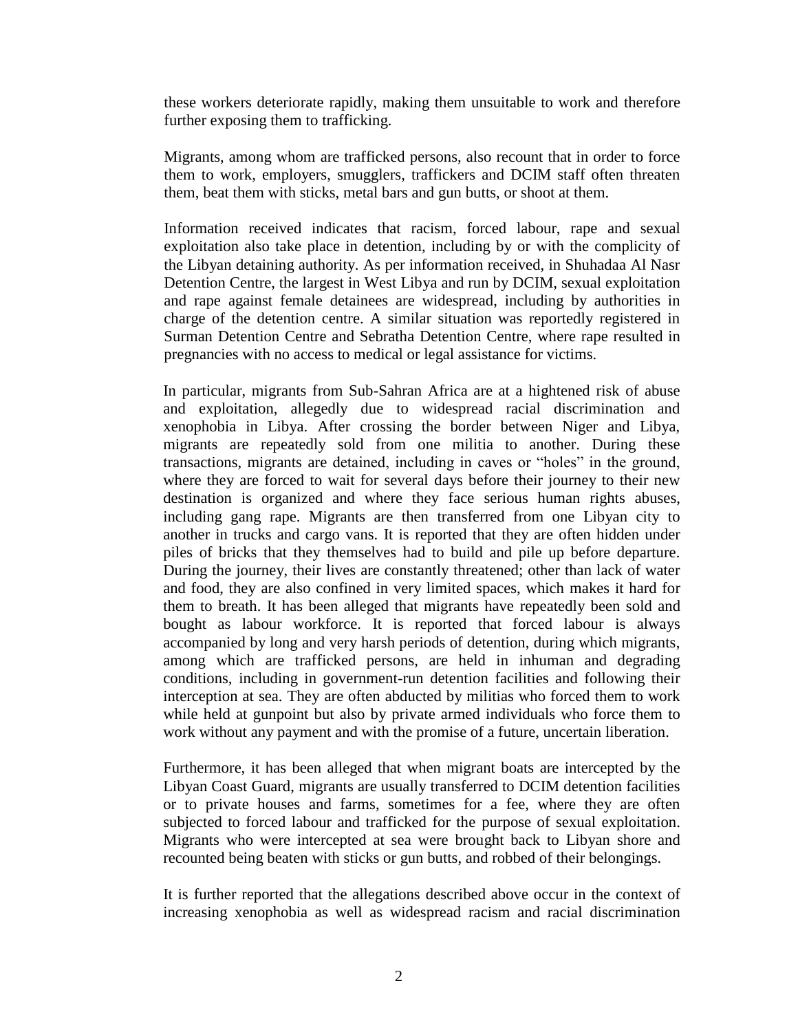these workers deteriorate rapidly, making them unsuitable to work and therefore further exposing them to trafficking.

Migrants, among whom are trafficked persons, also recount that in order to force them to work, employers, smugglers, traffickers and DCIM staff often threaten them, beat them with sticks, metal bars and gun butts, or shoot at them.

Information received indicates that racism, forced labour, rape and sexual exploitation also take place in detention, including by or with the complicity of the Libyan detaining authority. As per information received, in Shuhadaa Al Nasr Detention Centre, the largest in West Libya and run by DCIM, sexual exploitation and rape against female detainees are widespread, including by authorities in charge of the detention centre. A similar situation was reportedly registered in Surman Detention Centre and Sebratha Detention Centre, where rape resulted in pregnancies with no access to medical or legal assistance for victims.

In particular, migrants from Sub-Sahran Africa are at a hightened risk of abuse and exploitation, allegedly due to widespread racial discrimination and xenophobia in Libya. After crossing the border between Niger and Libya, migrants are repeatedly sold from one militia to another. During these transactions, migrants are detained, including in caves or "holes" in the ground, where they are forced to wait for several days before their journey to their new destination is organized and where they face serious human rights abuses, including gang rape. Migrants are then transferred from one Libyan city to another in trucks and cargo vans. It is reported that they are often hidden under piles of bricks that they themselves had to build and pile up before departure. During the journey, their lives are constantly threatened; other than lack of water and food, they are also confined in very limited spaces, which makes it hard for them to breath. It has been alleged that migrants have repeatedly been sold and bought as labour workforce. It is reported that forced labour is always accompanied by long and very harsh periods of detention, during which migrants, among which are trafficked persons, are held in inhuman and degrading conditions, including in government-run detention facilities and following their interception at sea. They are often abducted by militias who forced them to work while held at gunpoint but also by private armed individuals who force them to work without any payment and with the promise of a future, uncertain liberation.

Furthermore, it has been alleged that when migrant boats are intercepted by the Libyan Coast Guard, migrants are usually transferred to DCIM detention facilities or to private houses and farms, sometimes for a fee, where they are often subjected to forced labour and trafficked for the purpose of sexual exploitation. Migrants who were intercepted at sea were brought back to Libyan shore and recounted being beaten with sticks or gun butts, and robbed of their belongings.

It is further reported that the allegations described above occur in the context of increasing xenophobia as well as widespread racism and racial discrimination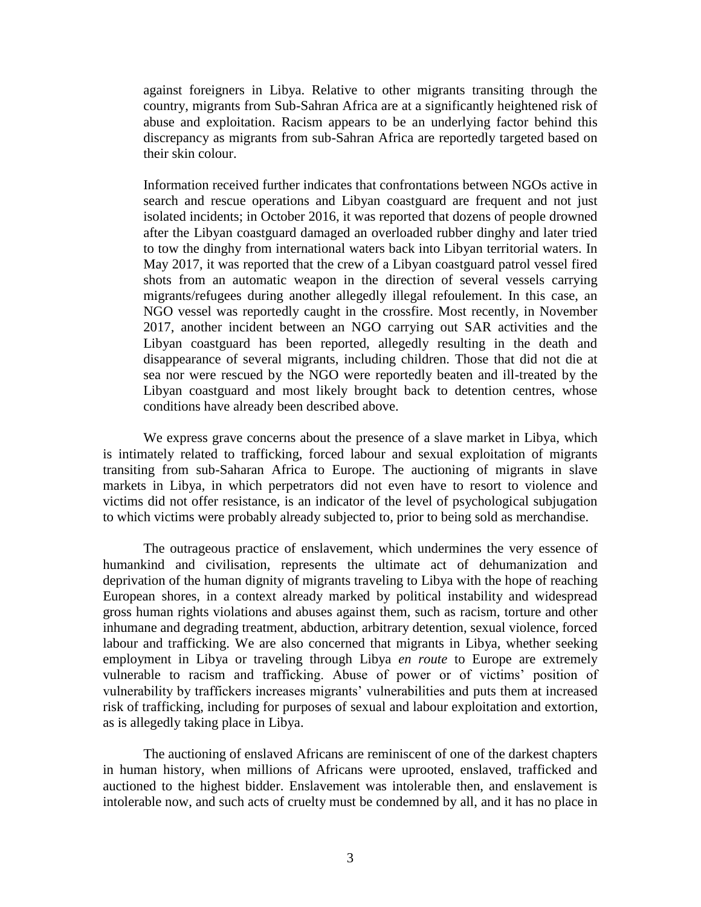against foreigners in Libya. Relative to other migrants transiting through the country, migrants from Sub-Sahran Africa are at a significantly heightened risk of abuse and exploitation. Racism appears to be an underlying factor behind this discrepancy as migrants from sub-Sahran Africa are reportedly targeted based on their skin colour.

Information received further indicates that confrontations between NGOs active in search and rescue operations and Libyan coastguard are frequent and not just isolated incidents; in October 2016, it was reported that dozens of people drowned after the Libyan coastguard damaged an overloaded rubber dinghy and later tried to tow the dinghy from international waters back into Libyan territorial waters. In May 2017, it was reported that the crew of a Libyan coastguard patrol vessel fired shots from an automatic weapon in the direction of several vessels carrying migrants/refugees during another allegedly illegal refoulement. In this case, an NGO vessel was reportedly caught in the crossfire. Most recently, in November 2017, another incident between an NGO carrying out SAR activities and the Libyan coastguard has been reported, allegedly resulting in the death and disappearance of several migrants, including children. Those that did not die at sea nor were rescued by the NGO were reportedly beaten and ill-treated by the Libyan coastguard and most likely brought back to detention centres, whose conditions have already been described above.

We express grave concerns about the presence of a slave market in Libya, which is intimately related to trafficking, forced labour and sexual exploitation of migrants transiting from sub-Saharan Africa to Europe. The auctioning of migrants in slave markets in Libya, in which perpetrators did not even have to resort to violence and victims did not offer resistance, is an indicator of the level of psychological subjugation to which victims were probably already subjected to, prior to being sold as merchandise.

The outrageous practice of enslavement, which undermines the very essence of humankind and civilisation, represents the ultimate act of dehumanization and deprivation of the human dignity of migrants traveling to Libya with the hope of reaching European shores, in a context already marked by political instability and widespread gross human rights violations and abuses against them, such as racism, torture and other inhumane and degrading treatment, abduction, arbitrary detention, sexual violence, forced labour and trafficking. We are also concerned that migrants in Libya, whether seeking employment in Libya or traveling through Libya *en route* to Europe are extremely vulnerable to racism and trafficking. Abuse of power or of victims' position of vulnerability by traffickers increases migrants' vulnerabilities and puts them at increased risk of trafficking, including for purposes of sexual and labour exploitation and extortion, as is allegedly taking place in Libya.

The auctioning of enslaved Africans are reminiscent of one of the darkest chapters in human history, when millions of Africans were uprooted, enslaved, trafficked and auctioned to the highest bidder. Enslavement was intolerable then, and enslavement is intolerable now, and such acts of cruelty must be condemned by all, and it has no place in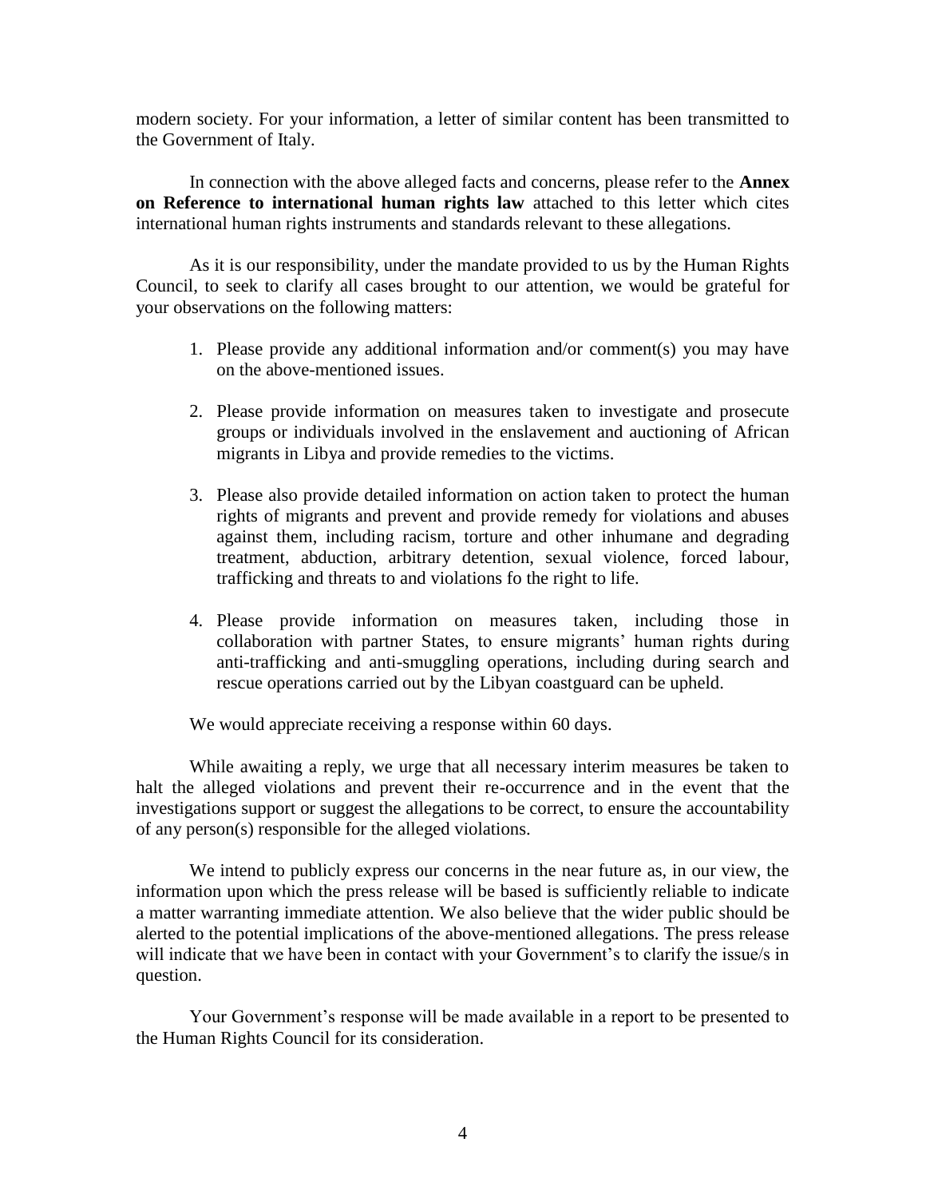modern society. For your information, a letter of similar content has been transmitted to the Government of Italy.

In connection with the above alleged facts and concerns, please refer to the **Annex on Reference to international human rights law** attached to this letter which cites international human rights instruments and standards relevant to these allegations.

As it is our responsibility, under the mandate provided to us by the Human Rights Council, to seek to clarify all cases brought to our attention, we would be grateful for your observations on the following matters:

1. Please provide any additional information and/or comment(s) you may have on the above-mentioned issues.

2. Please provide information on measures taken to investigate and prosecute groups or individuals involved in the enslavement and auctioning of African migrants in Libya and provide remedies to the victims.

3. Please also provide detailed information on action taken to protect the human rights of migrants and prevent and provide remedy for violations and abuses against them, including racism, torture and other inhumane and degrading treatment, abduction, arbitrary detention, sexual violence, forced labour, trafficking and threats to and violations fo the right to life.

4. Please provide information on measures taken, including those in collaboration with partner States, to ensure migrants' human rights during anti-trafficking and anti-smuggling operations, including during search and rescue operations carried out by the Libyan coastguard can be upheld.

We would appreciate receiving a response within 60 days.

While awaiting a reply, we urge that all necessary interim measures be taken to halt the alleged violations and prevent their re-occurrence and in the event that the investigations support or suggest the allegations to be correct, to ensure the accountability of any person(s) responsible for the alleged violations.

We intend to publicly express our concerns in the near future as, in our view, the information upon which the press release will be based is sufficiently reliable to indicate a matter warranting immediate attention. We also believe that the wider public should be alerted to the potential implications of the above-mentioned allegations. The press release will indicate that we have been in contact with your Government's to clarify the issue/s in question.

Your Government's response will be made available in a report to be presented to the Human Rights Council for its consideration.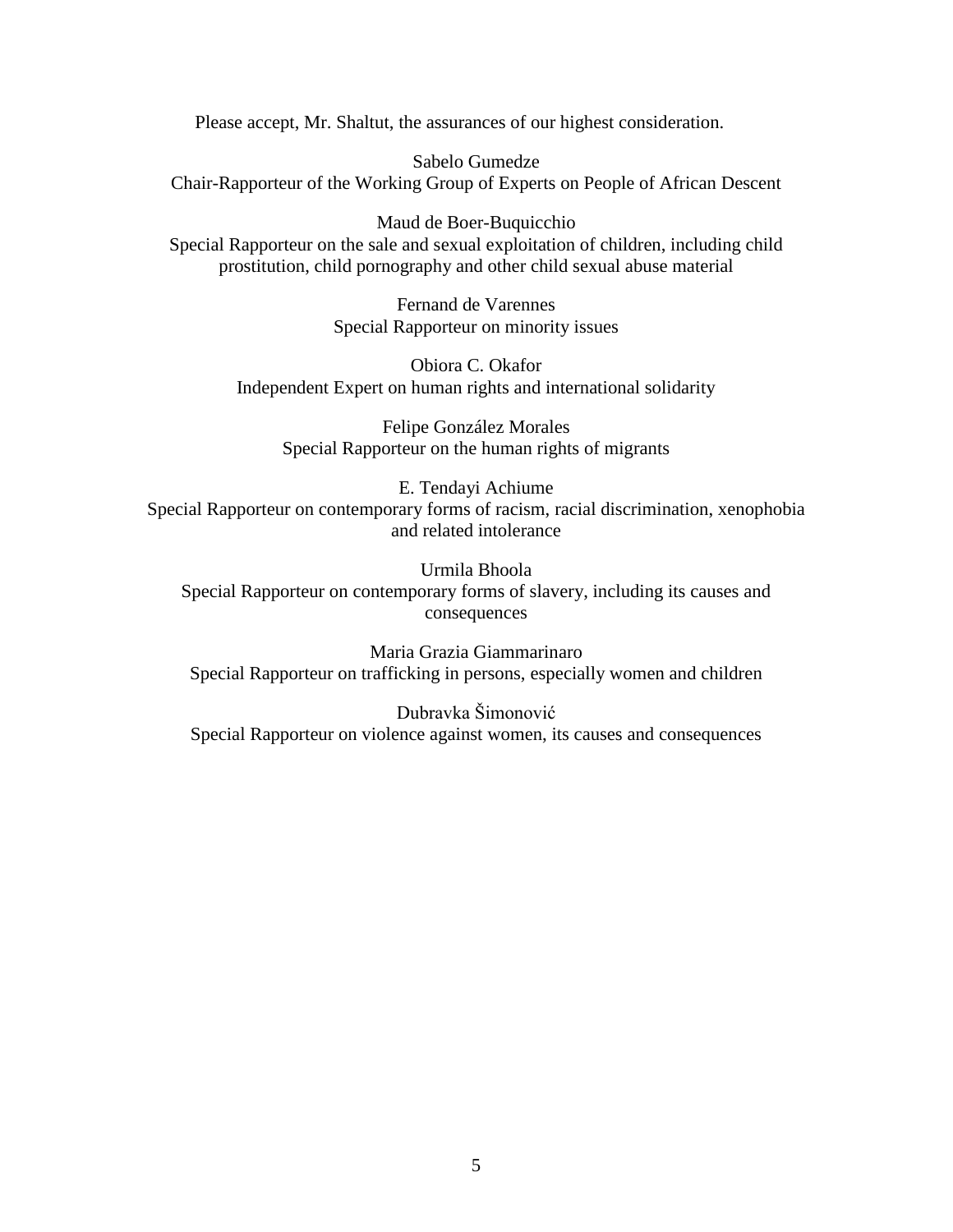Please accept, Mr. Shaltut, the assurances of our highest consideration.

Sabelo Gumedze
Chair-Rapporteur of the Working Group of Experts on People of African Descent

Maud de Boer-Buquicchio
Special Rapporteur on the sale and sexual exploitation of children, including child prostitution, child pornography and other child sexual abuse material

Fernand de Varennes
Special Rapporteur on minority issues

Obiora C. Okafor
Independent Expert on human rights and international solidarity

Felipe González Morales
Special Rapporteur on the human rights of migrants

E. Tendayi Achiume
Special Rapporteur on contemporary forms of racism, racial discrimination, xenophobia and related intolerance

Urmila Bhoola
Special Rapporteur on contemporary forms of slavery, including its causes and consequences

Maria Grazia Giammarinaro
Special Rapporteur on trafficking in persons, especially women and children

Dubravka Šimonović
Special Rapporteur on violence against women, its causes and consequences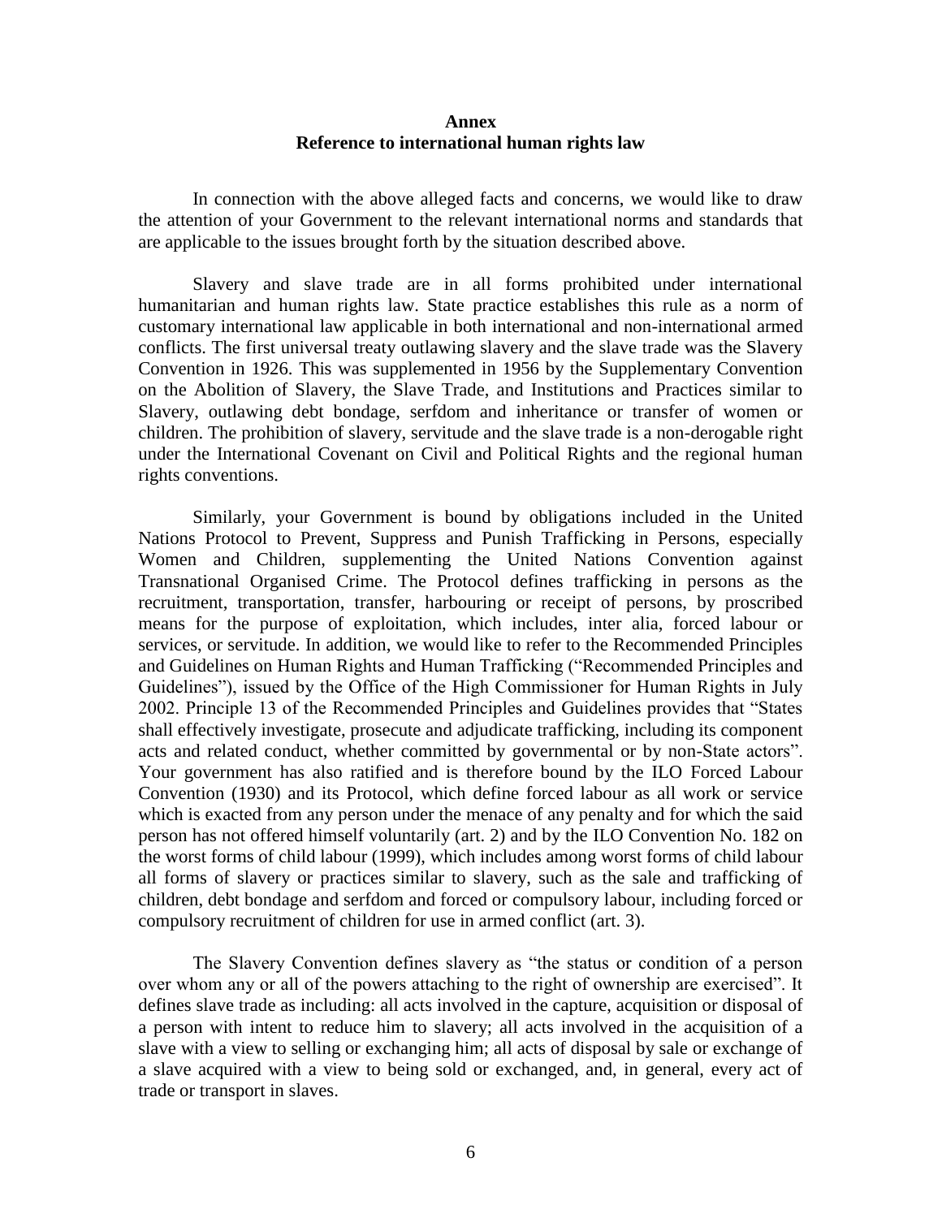# Annex
## Reference to international human rights law

In connection with the above alleged facts and concerns, we would like to draw the attention of your Government to the relevant international norms and standards that are applicable to the issues brought forth by the situation described above.

Slavery and slave trade are in all forms prohibited under international humanitarian and human rights law. State practice establishes this rule as a norm of customary international law applicable in both international and non-international armed conflicts. The first universal treaty outlawing slavery and the slave trade was the Slavery Convention in 1926. This was supplemented in 1956 by the Supplementary Convention on the Abolition of Slavery, the Slave Trade, and Institutions and Practices similar to Slavery, outlawing debt bondage, serfdom and inheritance or transfer of women or children. The prohibition of slavery, servitude and the slave trade is a non-derogable right under the International Covenant on Civil and Political Rights and the regional human rights conventions.

Similarly, your Government is bound by obligations included in the United Nations Protocol to Prevent, Suppress and Punish Trafficking in Persons, especially Women and Children, supplementing the United Nations Convention against Transnational Organised Crime. The Protocol defines trafficking in persons as the recruitment, transportation, transfer, harbouring or receipt of persons, by proscribed means for the purpose of exploitation, which includes, inter alia, forced labour or services, or servitude. In addition, we would like to refer to the Recommended Principles and Guidelines on Human Rights and Human Trafficking ("Recommended Principles and Guidelines"), issued by the Office of the High Commissioner for Human Rights in July 2002. Principle 13 of the Recommended Principles and Guidelines provides that "States shall effectively investigate, prosecute and adjudicate trafficking, including its component acts and related conduct, whether committed by governmental or by non-State actors". Your government has also ratified and is therefore bound by the ILO Forced Labour Convention (1930) and its Protocol, which define forced labour as all work or service which is exacted from any person under the menace of any penalty and for which the said person has not offered himself voluntarily (art. 2) and by the ILO Convention No. 182 on the worst forms of child labour (1999), which includes among worst forms of child labour all forms of slavery or practices similar to slavery, such as the sale and trafficking of children, debt bondage and serfdom and forced or compulsory labour, including forced or compulsory recruitment of children for use in armed conflict (art. 3).

The Slavery Convention defines slavery as "the status or condition of a person over whom any or all of the powers attaching to the right of ownership are exercised". It defines slave trade as including: all acts involved in the capture, acquisition or disposal of a person with intent to reduce him to slavery; all acts involved in the acquisition of a slave with a view to selling or exchanging him; all acts of disposal by sale or exchange of a slave acquired with a view to being sold or exchanged, and, in general, every act of trade or transport in slaves.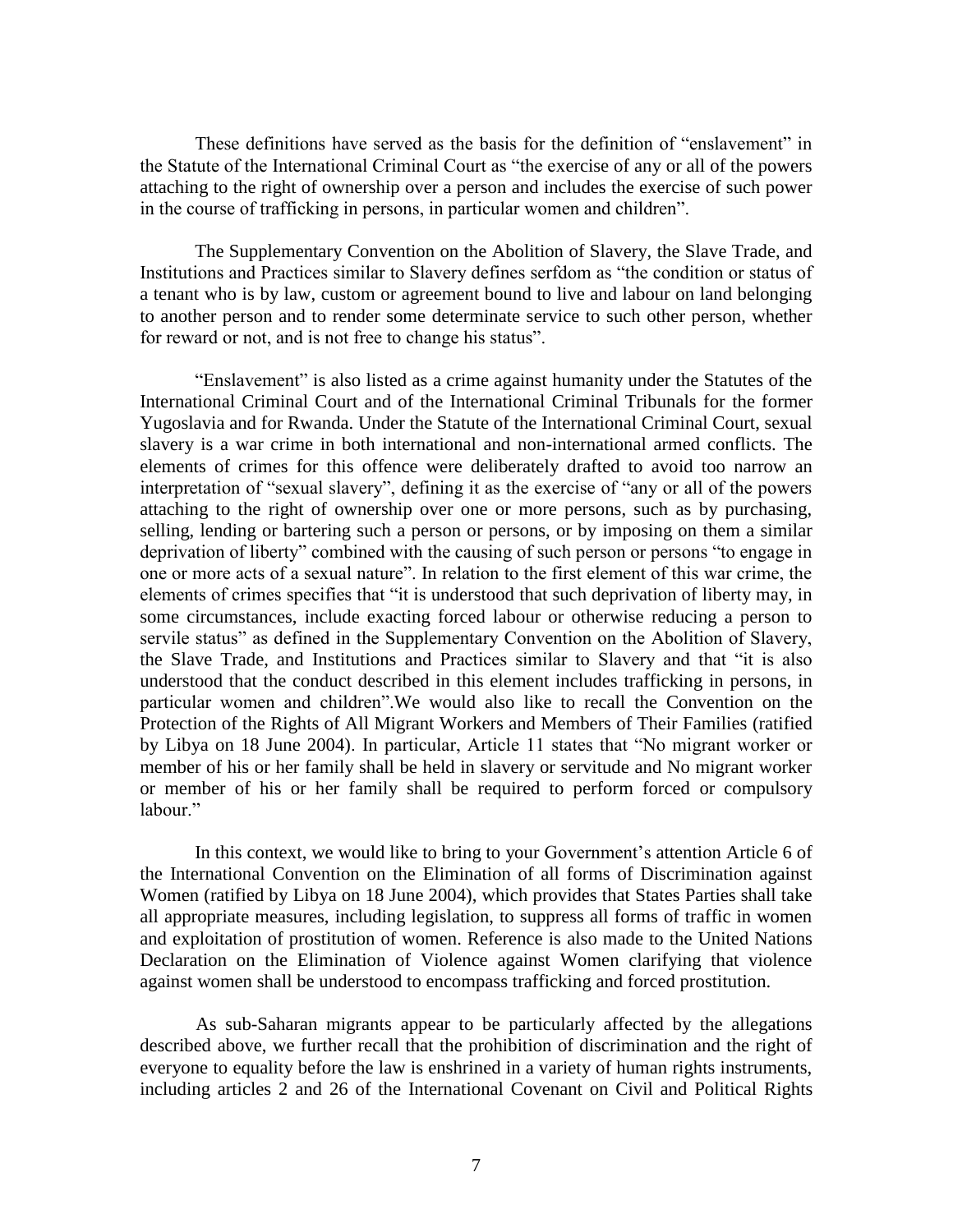These definitions have served as the basis for the definition of "enslavement" in the Statute of the International Criminal Court as "the exercise of any or all of the powers attaching to the right of ownership over a person and includes the exercise of such power in the course of trafficking in persons, in particular women and children".

The Supplementary Convention on the Abolition of Slavery, the Slave Trade, and Institutions and Practices similar to Slavery defines serfdom as "the condition or status of a tenant who is by law, custom or agreement bound to live and labour on land belonging to another person and to render some determinate service to such other person, whether for reward or not, and is not free to change his status".

"Enslavement" is also listed as a crime against humanity under the Statutes of the International Criminal Court and of the International Criminal Tribunals for the former Yugoslavia and for Rwanda. Under the Statute of the International Criminal Court, sexual slavery is a war crime in both international and non-international armed conflicts. The elements of crimes for this offence were deliberately drafted to avoid too narrow an interpretation of "sexual slavery", defining it as the exercise of "any or all of the powers attaching to the right of ownership over one or more persons, such as by purchasing, selling, lending or bartering such a person or persons, or by imposing on them a similar deprivation of liberty" combined with the causing of such person or persons "to engage in one or more acts of a sexual nature". In relation to the first element of this war crime, the elements of crimes specifies that "it is understood that such deprivation of liberty may, in some circumstances, include exacting forced labour or otherwise reducing a person to servile status" as defined in the Supplementary Convention on the Abolition of Slavery, the Slave Trade, and Institutions and Practices similar to Slavery and that "it is also understood that the conduct described in this element includes trafficking in persons, in particular women and children".We would also like to recall the Convention on the Protection of the Rights of All Migrant Workers and Members of Their Families (ratified by Libya on 18 June 2004). In particular, Article 11 states that "No migrant worker or member of his or her family shall be held in slavery or servitude and No migrant worker or member of his or her family shall be required to perform forced or compulsory labour."

In this context, we would like to bring to your Government's attention Article 6 of the International Convention on the Elimination of all forms of Discrimination against Women (ratified by Libya on 18 June 2004), which provides that States Parties shall take all appropriate measures, including legislation, to suppress all forms of traffic in women and exploitation of prostitution of women. Reference is also made to the United Nations Declaration on the Elimination of Violence against Women clarifying that violence against women shall be understood to encompass trafficking and forced prostitution.

As sub-Saharan migrants appear to be particularly affected by the allegations described above, we further recall that the prohibition of discrimination and the right of everyone to equality before the law is enshrined in a variety of human rights instruments, including articles 2 and 26 of the International Covenant on Civil and Political Rights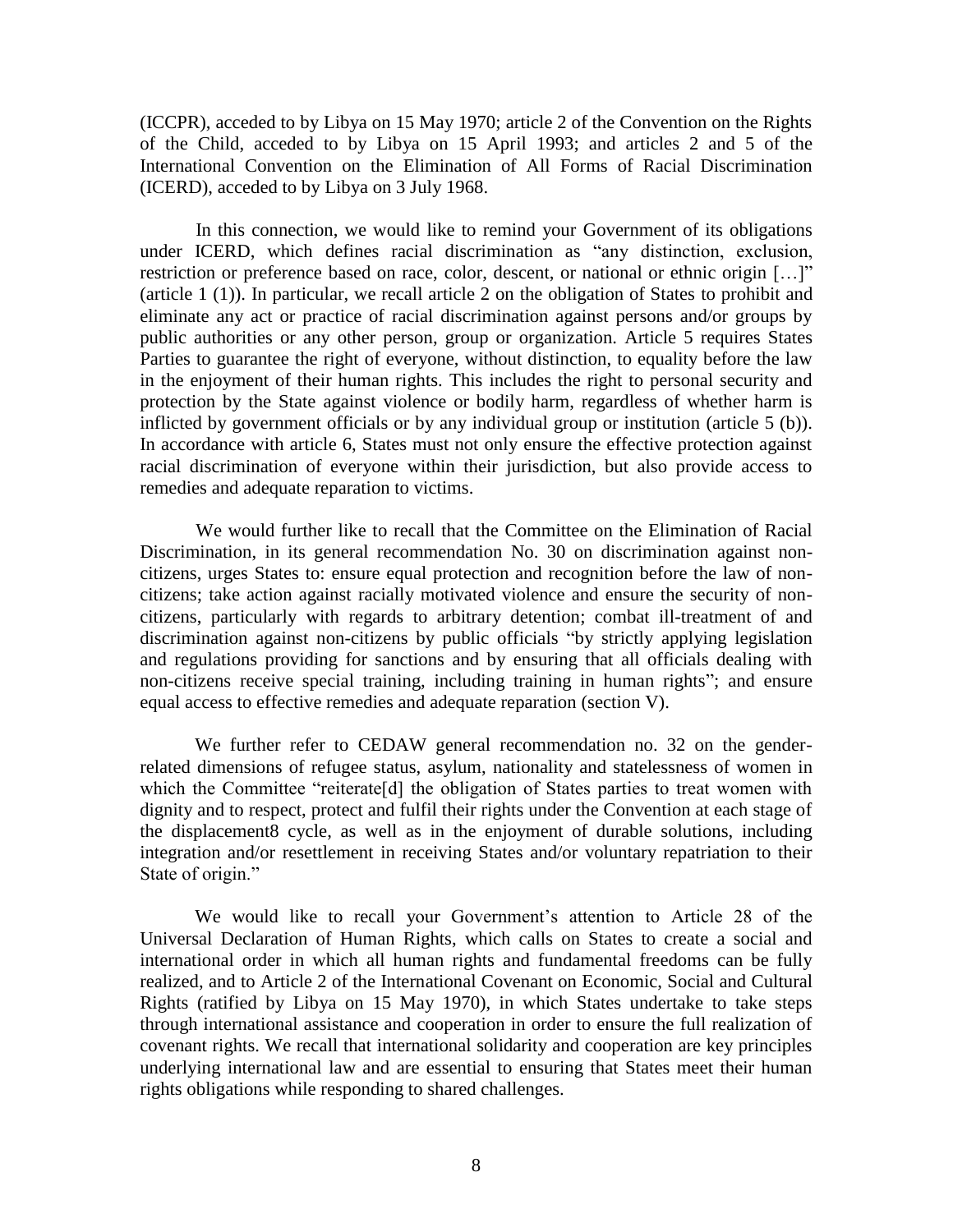(ICCPR), acceded to by Libya on 15 May 1970; article 2 of the Convention on the Rights of the Child, acceded to by Libya on 15 April 1993; and articles 2 and 5 of the International Convention on the Elimination of All Forms of Racial Discrimination (ICERD), acceded to by Libya on 3 July 1968.

In this connection, we would like to remind your Government of its obligations under ICERD, which defines racial discrimination as "any distinction, exclusion, restriction or preference based on race, color, descent, or national or ethnic origin […]" (article 1 (1)). In particular, we recall article 2 on the obligation of States to prohibit and eliminate any act or practice of racial discrimination against persons and/or groups by public authorities or any other person, group or organization. Article 5 requires States Parties to guarantee the right of everyone, without distinction, to equality before the law in the enjoyment of their human rights. This includes the right to personal security and protection by the State against violence or bodily harm, regardless of whether harm is inflicted by government officials or by any individual group or institution (article 5 (b)). In accordance with article 6, States must not only ensure the effective protection against racial discrimination of everyone within their jurisdiction, but also provide access to remedies and adequate reparation to victims.

We would further like to recall that the Committee on the Elimination of Racial Discrimination, in its general recommendation No. 30 on discrimination against non-citizens, urges States to: ensure equal protection and recognition before the law of non-citizens; take action against racially motivated violence and ensure the security of non-citizens, particularly with regards to arbitrary detention; combat ill-treatment of and discrimination against non-citizens by public officials "by strictly applying legislation and regulations providing for sanctions and by ensuring that all officials dealing with non-citizens receive special training, including training in human rights"; and ensure equal access to effective remedies and adequate reparation (section V).

We further refer to CEDAW general recommendation no. 32 on the gender-related dimensions of refugee status, asylum, nationality and statelessness of women in which the Committee "reiterate[d] the obligation of States parties to treat women with dignity and to respect, protect and fulfil their rights under the Convention at each stage of the displacement8 cycle, as well as in the enjoyment of durable solutions, including integration and/or resettlement in receiving States and/or voluntary repatriation to their State of origin."

We would like to recall your Government's attention to Article 28 of the Universal Declaration of Human Rights, which calls on States to create a social and international order in which all human rights and fundamental freedoms can be fully realized, and to Article 2 of the International Covenant on Economic, Social and Cultural Rights (ratified by Libya on 15 May 1970), in which States undertake to take steps through international assistance and cooperation in order to ensure the full realization of covenant rights. We recall that international solidarity and cooperation are key principles underlying international law and are essential to ensuring that States meet their human rights obligations while responding to shared challenges.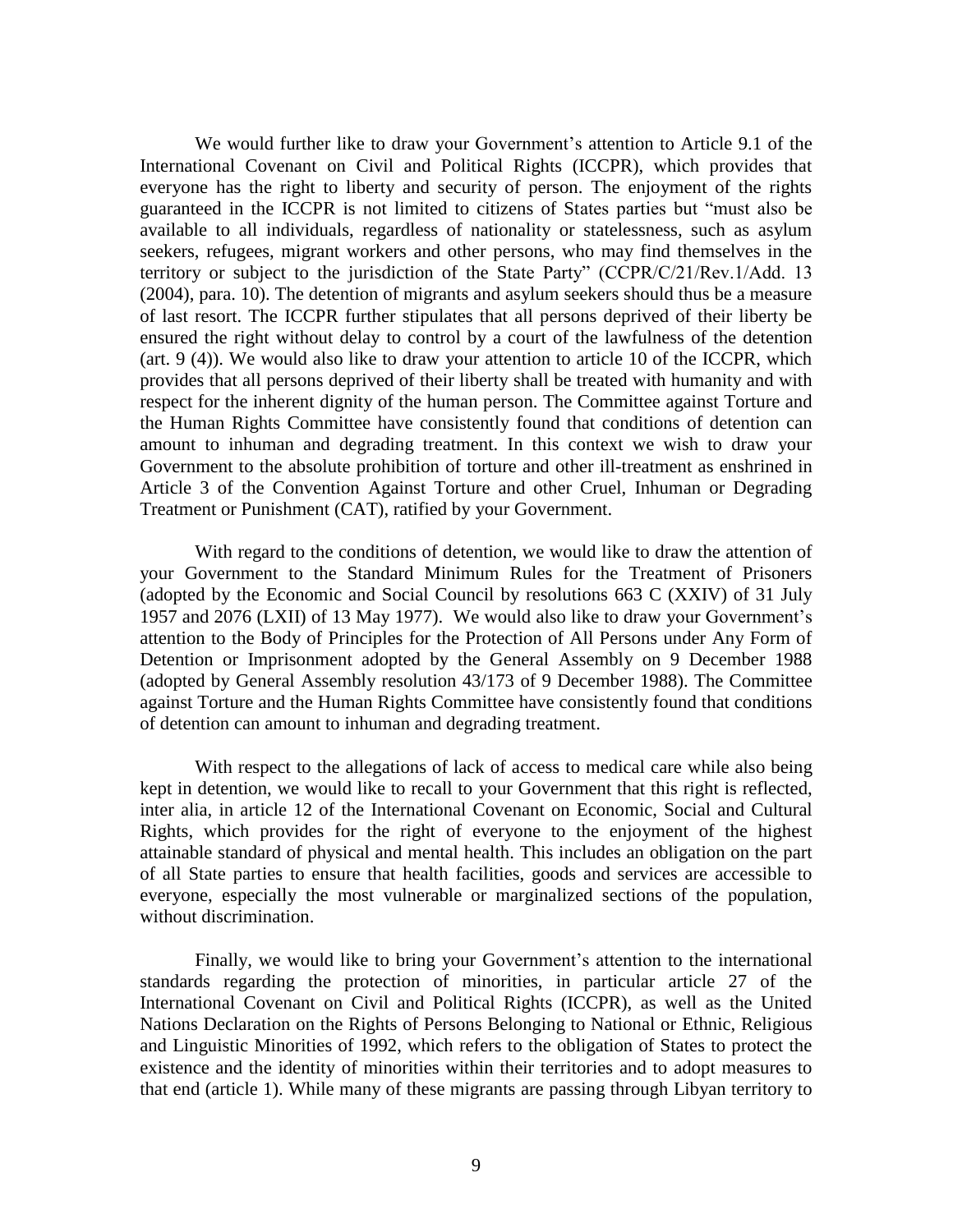We would further like to draw your Government's attention to Article 9.1 of the International Covenant on Civil and Political Rights (ICCPR), which provides that everyone has the right to liberty and security of person. The enjoyment of the rights guaranteed in the ICCPR is not limited to citizens of States parties but "must also be available to all individuals, regardless of nationality or statelessness, such as asylum seekers, refugees, migrant workers and other persons, who may find themselves in the territory or subject to the jurisdiction of the State Party" (CCPR/C/21/Rev.1/Add. 13 (2004), para. 10). The detention of migrants and asylum seekers should thus be a measure of last resort. The ICCPR further stipulates that all persons deprived of their liberty be ensured the right without delay to control by a court of the lawfulness of the detention (art. 9 (4)). We would also like to draw your attention to article 10 of the ICCPR, which provides that all persons deprived of their liberty shall be treated with humanity and with respect for the inherent dignity of the human person. The Committee against Torture and the Human Rights Committee have consistently found that conditions of detention can amount to inhuman and degrading treatment. In this context we wish to draw your Government to the absolute prohibition of torture and other ill-treatment as enshrined in Article 3 of the Convention Against Torture and other Cruel, Inhuman or Degrading Treatment or Punishment (CAT), ratified by your Government.

With regard to the conditions of detention, we would like to draw the attention of your Government to the Standard Minimum Rules for the Treatment of Prisoners (adopted by the Economic and Social Council by resolutions 663 C (XXIV) of 31 July 1957 and 2076 (LXII) of 13 May 1977). We would also like to draw your Government's attention to the Body of Principles for the Protection of All Persons under Any Form of Detention or Imprisonment adopted by the General Assembly on 9 December 1988 (adopted by General Assembly resolution 43/173 of 9 December 1988). The Committee against Torture and the Human Rights Committee have consistently found that conditions of detention can amount to inhuman and degrading treatment.

With respect to the allegations of lack of access to medical care while also being kept in detention, we would like to recall to your Government that this right is reflected, inter alia, in article 12 of the International Covenant on Economic, Social and Cultural Rights, which provides for the right of everyone to the enjoyment of the highest attainable standard of physical and mental health. This includes an obligation on the part of all State parties to ensure that health facilities, goods and services are accessible to everyone, especially the most vulnerable or marginalized sections of the population, without discrimination.

Finally, we would like to bring your Government's attention to the international standards regarding the protection of minorities, in particular article 27 of the International Covenant on Civil and Political Rights (ICCPR), as well as the United Nations Declaration on the Rights of Persons Belonging to National or Ethnic, Religious and Linguistic Minorities of 1992, which refers to the obligation of States to protect the existence and the identity of minorities within their territories and to adopt measures to that end (article 1). While many of these migrants are passing through Libyan territory to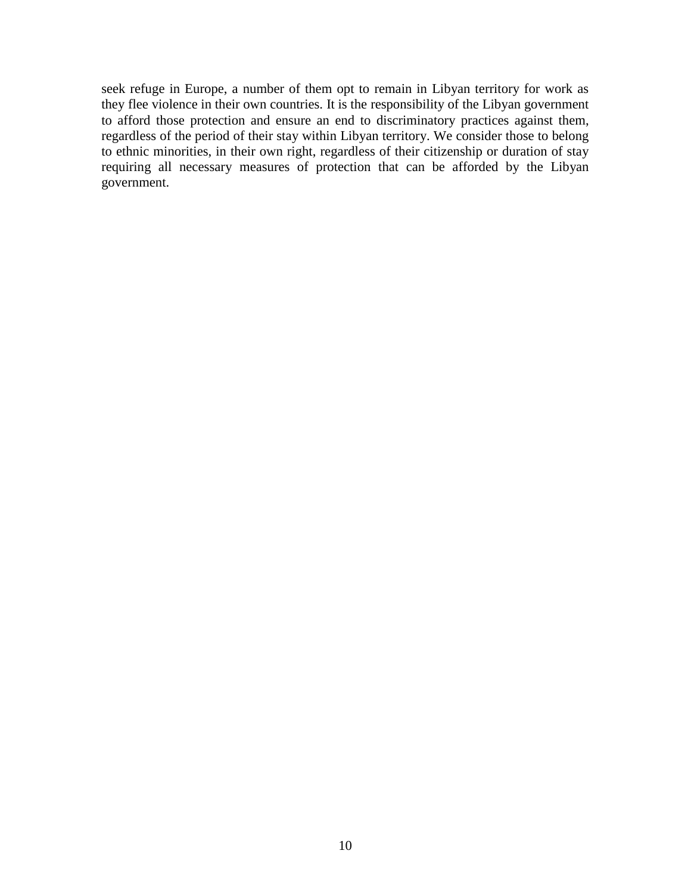seek refuge in Europe, a number of them opt to remain in Libyan territory for work as they flee violence in their own countries. It is the responsibility of the Libyan government to afford those protection and ensure an end to discriminatory practices against them, regardless of the period of their stay within Libyan territory. We consider those to belong to ethnic minorities, in their own right, regardless of their citizenship or duration of stay requiring all necessary measures of protection that can be afforded by the Libyan government.